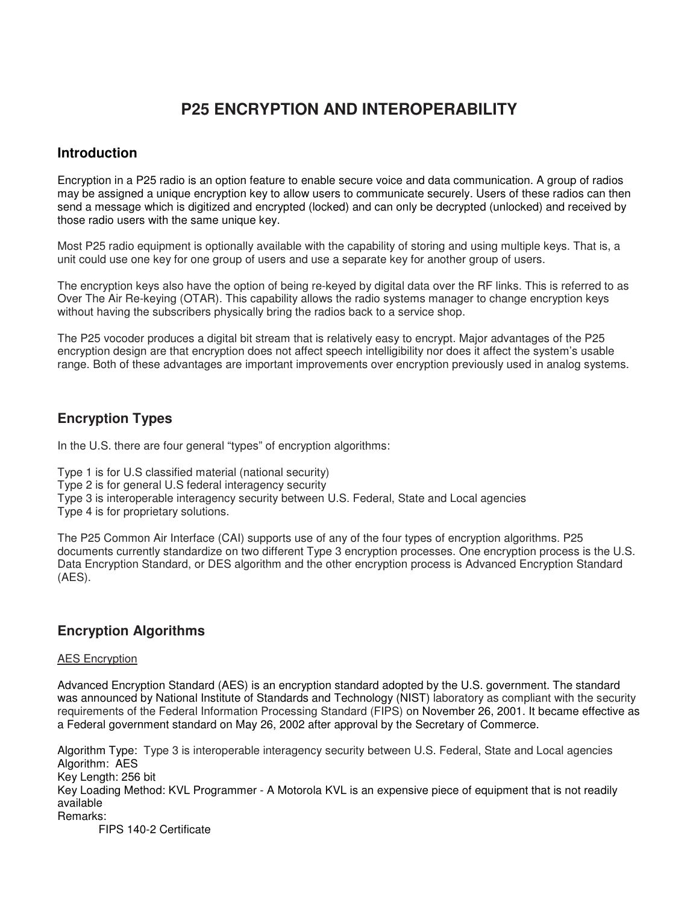# P25 ENCRYPTION AND INTEROPERABILITY

## Introduction

Encryption in a P25 radio is an option feature to enable secure voice and data communication. A group of radios may be assigned a unique encryption key to allow users to communicate securely. Users of these radios can then send a message which is digitized and encrypted (locked) and can only be decrypted (unlocked) and received by those radio users with the same unique key.

Most P25 radio equipment is optionally available with the capability of storing and using multiple keys. That is, a unit could use one key for one group of users and use a separate key for another group of users.

The encryption keys also have the option of being re-keyed by digital data over the RF links. This is referred to as Over The Air Re-keying (OTAR). This capability allows the radio systems manager to change encryption keys without having the subscribers physically bring the radios back to a service shop.

The P25 vocoder produces a digital bit stream that is relatively easy to encrypt. Major advantages of the P25 encryption design are that encryption does not affect speech intelligibility nor does it affect the system's usable range. Both of these advantages are important improvements over encryption previously used in analog systems.

## Encryption Types

In the U.S. there are four general "types" of encryption algorithms:

Type 1 is for U.S classified material (national security)
Type 2 is for general U.S federal interagency security
Type 3 is interoperable interagency security between U.S. Federal, State and Local agencies
Type 4 is for proprietary solutions.

The P25 Common Air Interface (CAI) supports use of any of the four types of encryption algorithms. P25 documents currently standardize on two different Type 3 encryption processes. One encryption process is the U.S. Data Encryption Standard, or DES algorithm and the other encryption process is Advanced Encryption Standard (AES).

## Encryption Algorithms

### AES Encryption

Advanced Encryption Standard (AES) is an encryption standard adopted by the U.S. government. The standard was announced by National Institute of Standards and Technology (NIST) laboratory as compliant with the security requirements of the Federal Information Processing Standard (FIPS) on November 26, 2001. It became effective as a Federal government standard on May 26, 2002 after approval by the Secretary of Commerce.

Algorithm Type: Type 3 is interoperable interagency security between U.S. Federal, State and Local agencies
Algorithm: AES
Key Length: 256 bit
Key Loading Method: KVL Programmer - A Motorola KVL is an expensive piece of equipment that is not readily available
Remarks:
FIPS 140-2 Certificate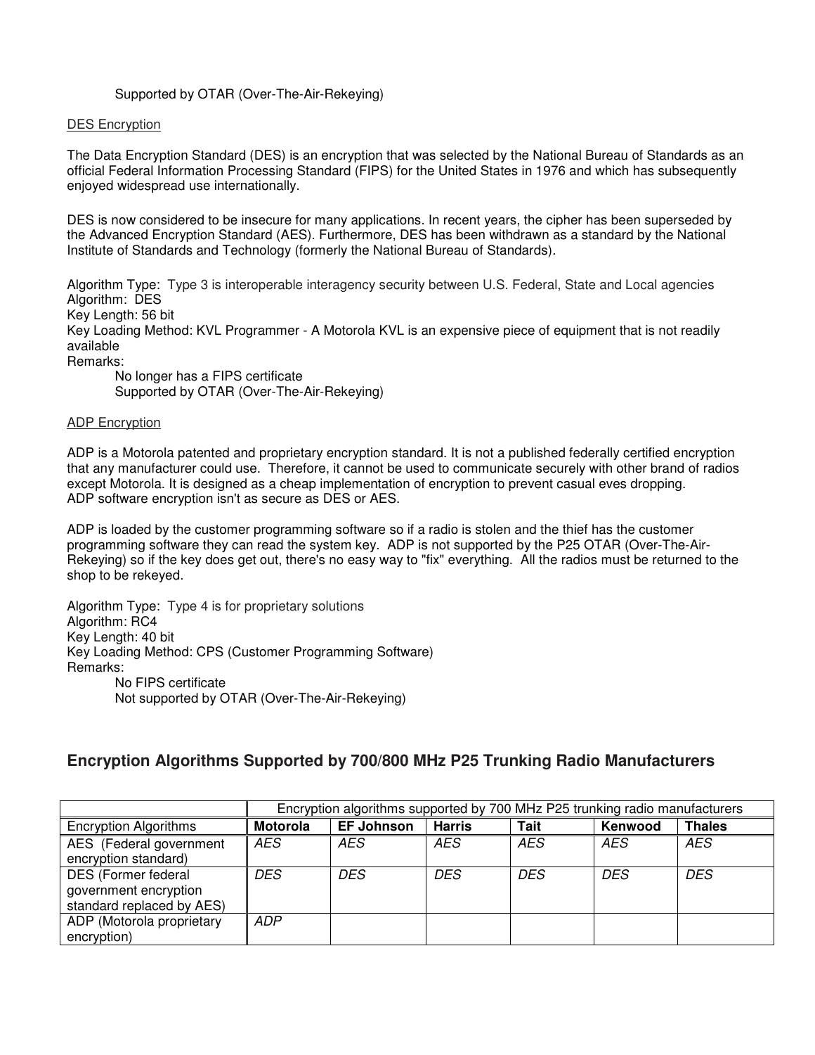Supported by OTAR (Over-The-Air-Rekeying)

DES Encryption

The Data Encryption Standard (DES) is an encryption that was selected by the National Bureau of Standards as an official Federal Information Processing Standard (FIPS) for the United States in 1976 and which has subsequently enjoyed widespread use internationally.

DES is now considered to be insecure for many applications. In recent years, the cipher has been superseded by the Advanced Encryption Standard (AES). Furthermore, DES has been withdrawn as a standard by the National Institute of Standards and Technology (formerly the National Bureau of Standards).

Algorithm Type: Type 3 is interoperable interagency security between U.S. Federal, State and Local agencies
Algorithm: DES
Key Length: 56 bit
Key Loading Method: KVL Programmer - A Motorola KVL is an expensive piece of equipment that is not readily available
Remarks:
No longer has a FIPS certificate
Supported by OTAR (Over-The-Air-Rekeying)

ADP Encryption

ADP is a Motorola patented and proprietary encryption standard. It is not a published federally certified encryption that any manufacturer could use. Therefore, it cannot be used to communicate securely with other brand of radios except Motorola. It is designed as a cheap implementation of encryption to prevent casual eves dropping. ADP software encryption isn't as secure as DES or AES.

ADP is loaded by the customer programming software so if a radio is stolen and the thief has the customer programming software they can read the system key. ADP is not supported by the P25 OTAR (Over-The-Air-Rekeying) so if the key does get out, there's no easy way to "fix" everything. All the radios must be returned to the shop to be rekeyed.

Algorithm Type: Type 4 is for proprietary solutions
Algorithm: RC4
Key Length: 40 bit
Key Loading Method: CPS (Customer Programming Software)
Remarks:
No FIPS certificate
Not supported by OTAR (Over-The-Air-Rekeying)

## Encryption Algorithms Supported by 700/800 MHz P25 Trunking Radio Manufacturers

| | Encryption algorithms supported by 700 MHz P25 trunking radio manufacturers | | | | | |
|---|---|---|---|---|---|---|
| Encryption Algorithms | **Motorola** | **EF Johnson** | **Harris** | **Tait** | **Kenwood** | **Thales** |
| AES (Federal government encryption standard) | *AES* | *AES* | *AES* | *AES* | *AES* | *AES* |
| DES (Former federal government encryption standard replaced by AES) | *DES* | *DES* | *DES* | *DES* | *DES* | *DES* |
| ADP (Motorola proprietary encryption) | *ADP* | | | | | |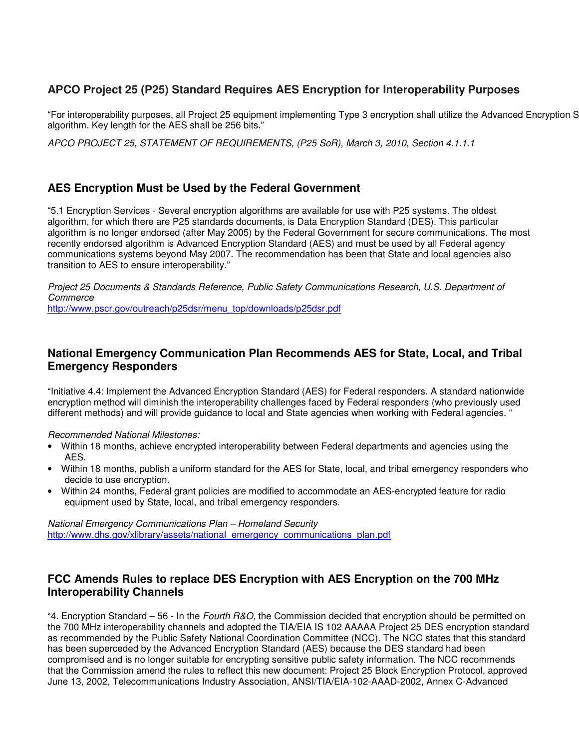## APCO Project 25 (P25) Standard Requires AES Encryption for Interoperability Purposes

"For interoperability purposes, all Project 25 equipment implementing Type 3 encryption shall utilize the Advanced Encryption S algorithm. Key length for the AES shall be 256 bits."

*APCO PROJECT 25, STATEMENT OF REQUIREMENTS, (P25 SoR), March 3, 2010, Section 4.1.1.1*

## AES Encryption Must be Used by the Federal Government

"5.1 Encryption Services - Several encryption algorithms are available for use with P25 systems. The oldest algorithm, for which there are P25 standards documents, is Data Encryption Standard (DES). This particular algorithm is no longer endorsed (after May 2005) by the Federal Government for secure communications. The most recently endorsed algorithm is Advanced Encryption Standard (AES) and must be used by all Federal agency communications systems beyond May 2007. The recommendation has been that State and local agencies also transition to AES to ensure interoperability."

*Project 25 Documents & Standards Reference, Public Safety Communications Research, U.S. Department of Commerce*
http://www.pscr.gov/outreach/p25dsr/menu_top/downloads/p25dsr.pdf

## National Emergency Communication Plan Recommends AES for State, Local, and Tribal Emergency Responders

"Initiative 4.4: Implement the Advanced Encryption Standard (AES) for Federal responders. A standard nationwide encryption method will diminish the interoperability challenges faced by Federal responders (who previously used different methods) and will provide guidance to local and State agencies when working with Federal agencies. "

*Recommended National Milestones:*

- Within 18 months, achieve encrypted interoperability between Federal departments and agencies using the AES.
- Within 18 months, publish a uniform standard for the AES for State, local, and tribal emergency responders who decide to use encryption.
- Within 24 months, Federal grant policies are modified to accommodate an AES-encrypted feature for radio equipment used by State, local, and tribal emergency responders.

*National Emergency Communications Plan – Homeland Security*
http://www.dhs.gov/xlibrary/assets/national_emergency_communications_plan.pdf

## FCC Amends Rules to replace DES Encryption with AES Encryption on the 700 MHz Interoperability Channels

"4. Encryption Standard – 56 - In the *Fourth R&O,* the Commission decided that encryption should be permitted on the 700 MHz interoperability channels and adopted the TIA/EIA IS 102 AAAAA Project 25 DES encryption standard as recommended by the Public Safety National Coordination Committee (NCC). The NCC states that this standard has been superceded by the Advanced Encryption Standard (AES) because the DES standard had been compromised and is no longer suitable for encrypting sensitive public safety information. The NCC recommends that the Commission amend the rules to reflect this new document: Project 25 Block Encryption Protocol, approved June 13, 2002, Telecommunications Industry Association, ANSI/TIA/EIA-102-AAAD-2002, Annex C-Advanced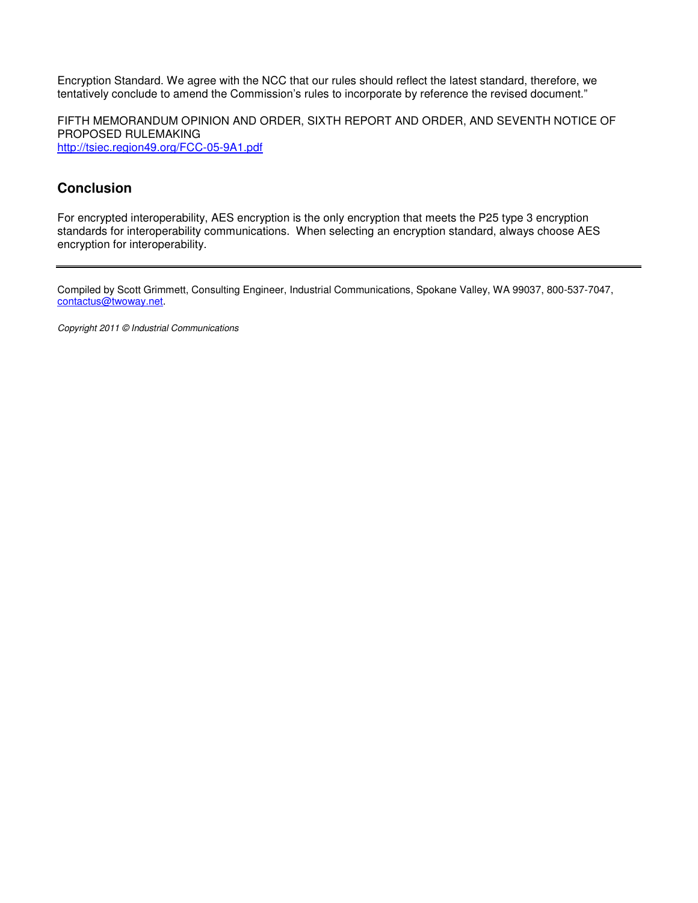Encryption Standard. We agree with the NCC that our rules should reflect the latest standard, therefore, we tentatively conclude to amend the Commission's rules to incorporate by reference the revised document."

FIFTH MEMORANDUM OPINION AND ORDER, SIXTH REPORT AND ORDER, AND SEVENTH NOTICE OF PROPOSED RULEMAKING
http://tsiec.region49.org/FCC-05-9A1.pdf

## Conclusion

For encrypted interoperability, AES encryption is the only encryption that meets the P25 type 3 encryption standards for interoperability communications. When selecting an encryption standard, always choose AES encryption for interoperability.

---

Compiled by Scott Grimmett, Consulting Engineer, Industrial Communications, Spokane Valley, WA 99037, 800-537-7047, contactus@twoway.net.

*Copyright 2011 © Industrial Communications*